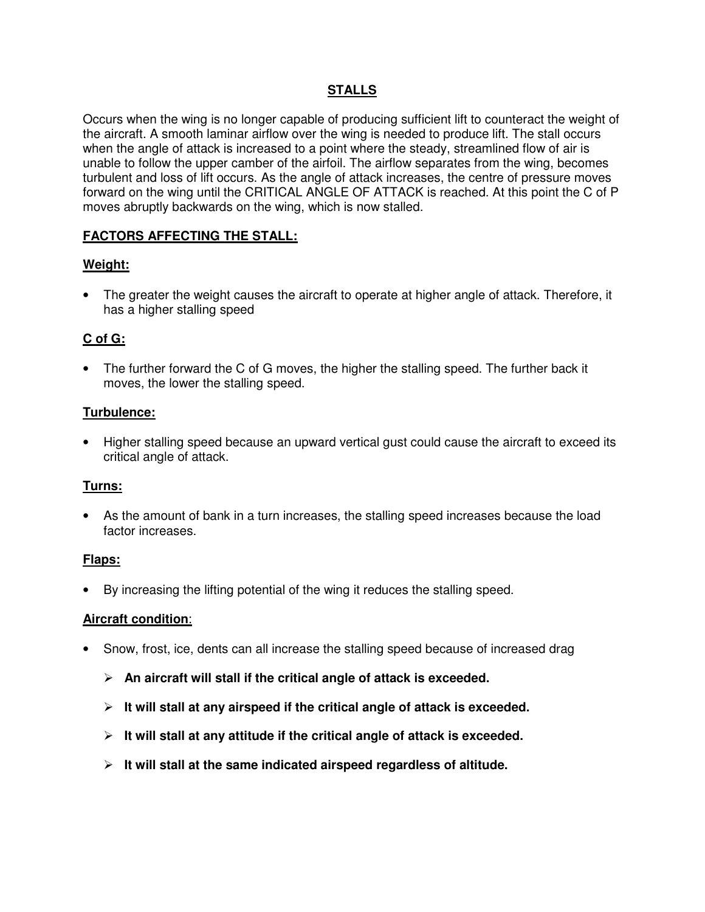# STALLS

Occurs when the wing is no longer capable of producing sufficient lift to counteract the weight of the aircraft. A smooth laminar airflow over the wing is needed to produce lift. The stall occurs when the angle of attack is increased to a point where the steady, streamlined flow of air is unable to follow the upper camber of the airfoil. The airflow separates from the wing, becomes turbulent and loss of lift occurs. As the angle of attack increases, the centre of pressure moves forward on the wing until the CRITICAL ANGLE OF ATTACK is reached. At this point the C of P moves abruptly backwards on the wing, which is now stalled.

## FACTORS AFFECTING THE STALL:

### Weight:

- The greater the weight causes the aircraft to operate at higher angle of attack. Therefore, it has a higher stalling speed

### C of G:

- The further forward the C of G moves, the higher the stalling speed. The further back it moves, the lower the stalling speed.

### Turbulence:

- Higher stalling speed because an upward vertical gust could cause the aircraft to exceed its critical angle of attack.

### Turns:

- As the amount of bank in a turn increases, the stalling speed increases because the load factor increases.

### Flaps:

- By increasing the lifting potential of the wing it reduces the stalling speed.

### Aircraft condition:

- Snow, frost, ice, dents can all increase the stalling speed because of increased drag
  - **An aircraft will stall if the critical angle of attack is exceeded.**
  - **It will stall at any airspeed if the critical angle of attack is exceeded.**
  - **It will stall at any attitude if the critical angle of attack is exceeded.**
  - **It will stall at the same indicated airspeed regardless of altitude.**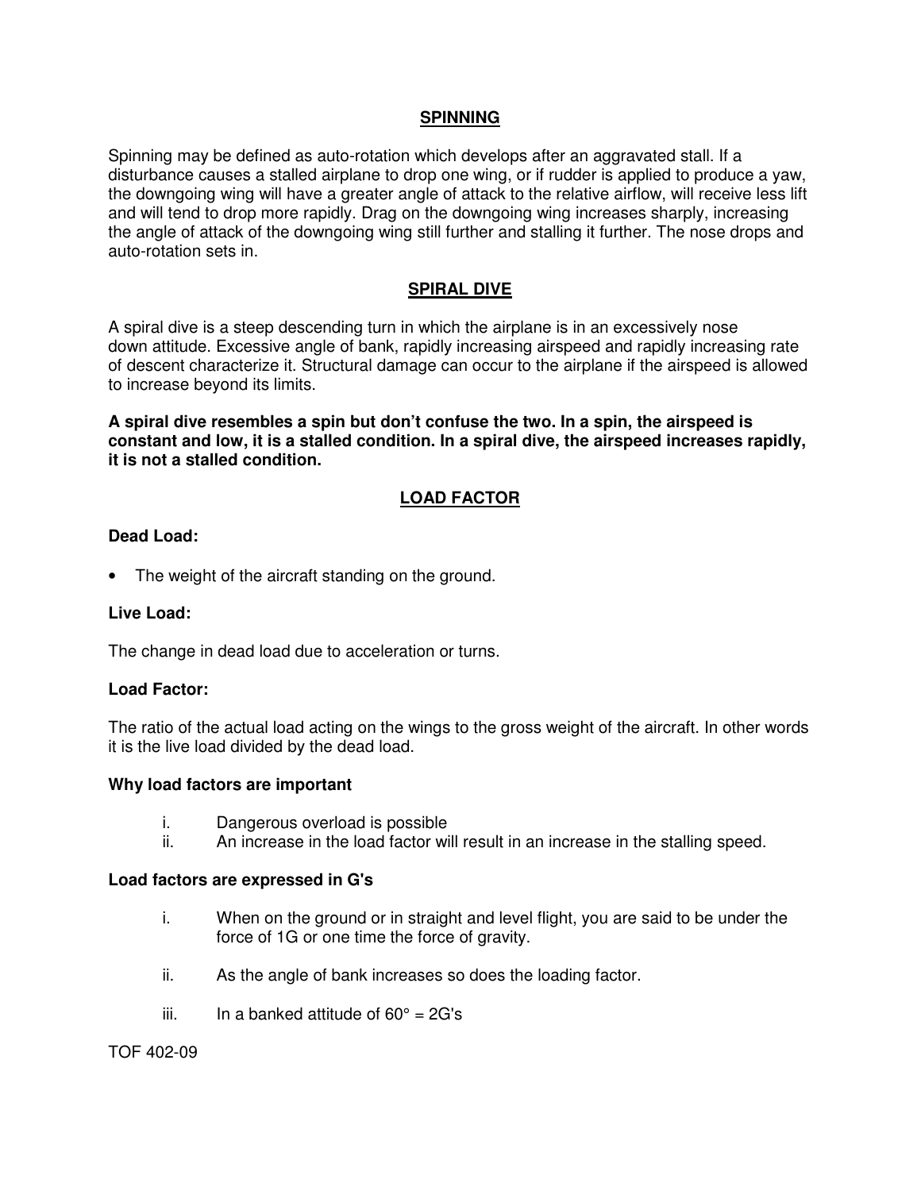## SPINNING

Spinning may be defined as auto-rotation which develops after an aggravated stall. If a disturbance causes a stalled airplane to drop one wing, or if rudder is applied to produce a yaw, the downgoing wing will have a greater angle of attack to the relative airflow, will receive less lift and will tend to drop more rapidly. Drag on the downgoing wing increases sharply, increasing the angle of attack of the downgoing wing still further and stalling it further. The nose drops and auto-rotation sets in.

## SPIRAL DIVE

A spiral dive is a steep descending turn in which the airplane is in an excessively nose down attitude. Excessive angle of bank, rapidly increasing airspeed and rapidly increasing rate of descent characterize it. Structural damage can occur to the airplane if the airspeed is allowed to increase beyond its limits.

**A spiral dive resembles a spin but don't confuse the two. In a spin, the airspeed is constant and low, it is a stalled condition. In a spiral dive, the airspeed increases rapidly, it is not a stalled condition.**

## LOAD FACTOR

**Dead Load:**

- The weight of the aircraft standing on the ground.

**Live Load:**

The change in dead load due to acceleration or turns.

**Load Factor:**

The ratio of the actual load acting on the wings to the gross weight of the aircraft. In other words it is the live load divided by the dead load.

**Why load factors are important**

i. Dangerous overload is possible
ii. An increase in the load factor will result in an increase in the stalling speed.

**Load factors are expressed in G's**

i. When on the ground or in straight and level flight, you are said to be under the force of 1G or one time the force of gravity.

ii. As the angle of bank increases so does the loading factor.

iii. In a banked attitude of 60° = 2G's

TOF 402-09